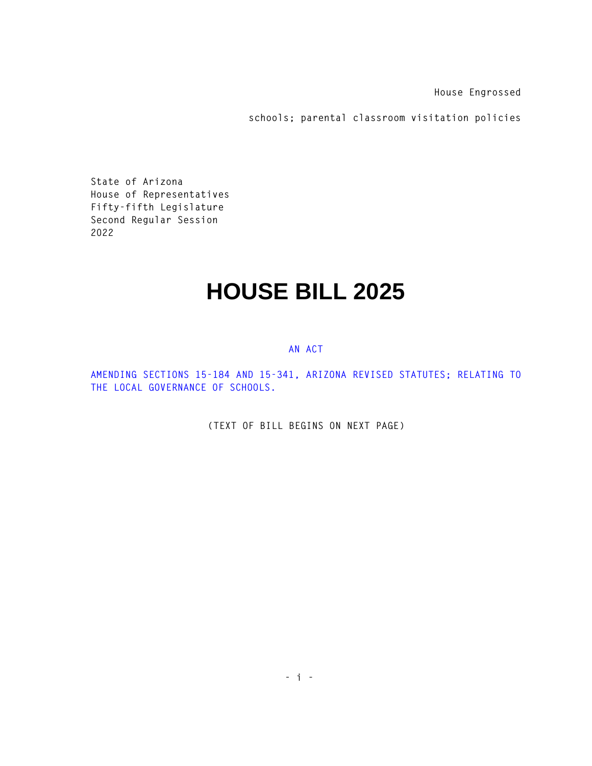House Engrossed

schools; parental classroom visitation policies

State of Arizona
House of Representatives
Fifty-fifth Legislature
Second Regular Session
2022

# HOUSE BILL 2025

AN ACT

AMENDING SECTIONS 15-184 AND 15-341, ARIZONA REVISED STATUTES; RELATING TO THE LOCAL GOVERNANCE OF SCHOOLS.

(TEXT OF BILL BEGINS ON NEXT PAGE)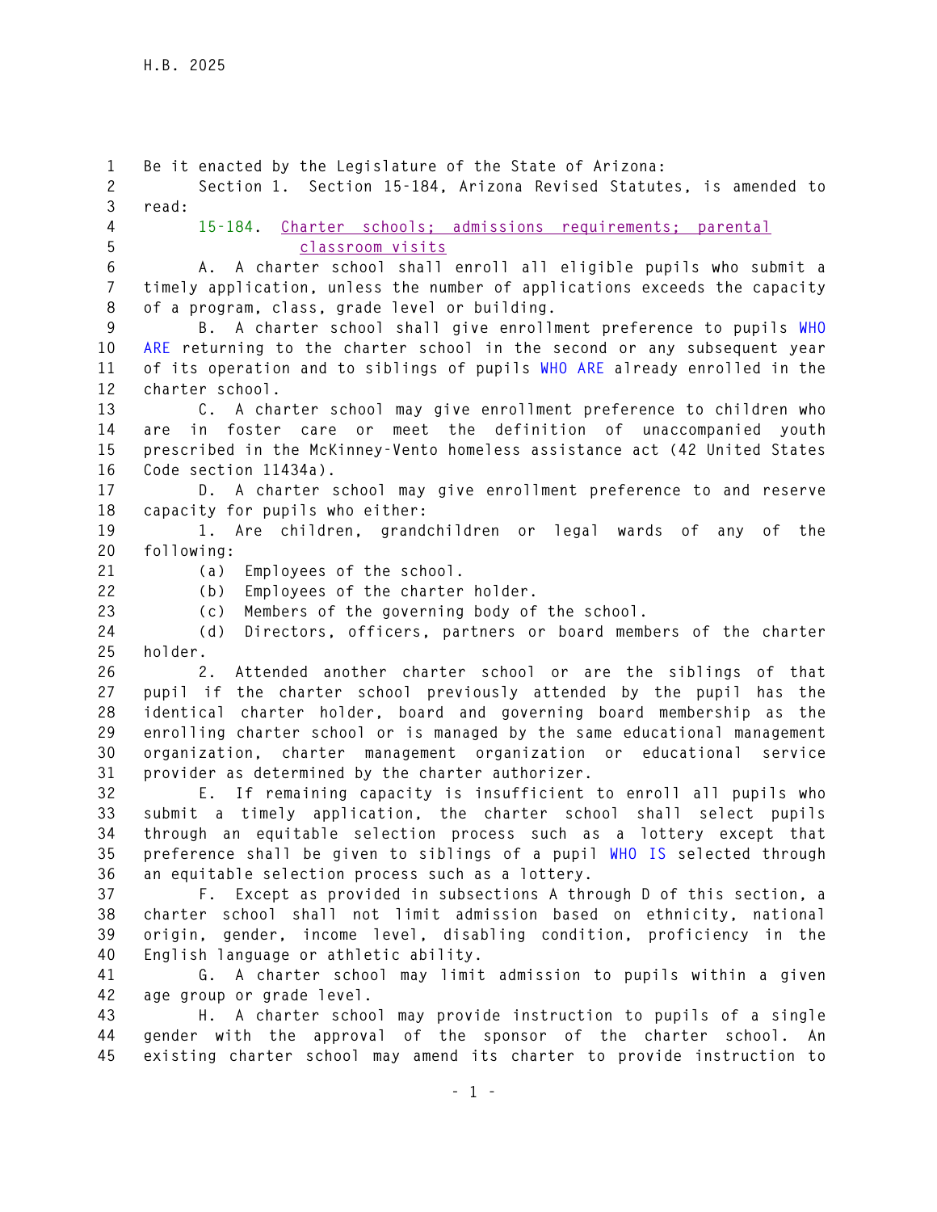Be it enacted by the Legislature of the State of Arizona:

Section 1. Section 15-184, Arizona Revised Statutes, is amended to read:

15-184. Charter schools; admissions requirements; parental classroom visits

A. A charter school shall enroll all eligible pupils who submit a timely application, unless the number of applications exceeds the capacity of a program, class, grade level or building.

B. A charter school shall give enrollment preference to pupils WHO ARE returning to the charter school in the second or any subsequent year of its operation and to siblings of pupils WHO ARE already enrolled in the charter school.

C. A charter school may give enrollment preference to children who are in foster care or meet the definition of unaccompanied youth prescribed in the McKinney-Vento homeless assistance act (42 United States Code section 11434a).

D. A charter school may give enrollment preference to and reserve capacity for pupils who either:

1. Are children, grandchildren or legal wards of any of the following:

(a) Employees of the school.

(b) Employees of the charter holder.

(c) Members of the governing body of the school.

(d) Directors, officers, partners or board members of the charter holder.

2. Attended another charter school or are the siblings of that pupil if the charter school previously attended by the pupil has the identical charter holder, board and governing board membership as the enrolling charter school or is managed by the same educational management organization, charter management organization or educational service provider as determined by the charter authorizer.

E. If remaining capacity is insufficient to enroll all pupils who submit a timely application, the charter school shall select pupils through an equitable selection process such as a lottery except that preference shall be given to siblings of a pupil WHO IS selected through an equitable selection process such as a lottery.

F. Except as provided in subsections A through D of this section, a charter school shall not limit admission based on ethnicity, national origin, gender, income level, disabling condition, proficiency in the English language or athletic ability.

G. A charter school may limit admission to pupils within a given age group or grade level.

H. A charter school may provide instruction to pupils of a single gender with the approval of the sponsor of the charter school. An existing charter school may amend its charter to provide instruction to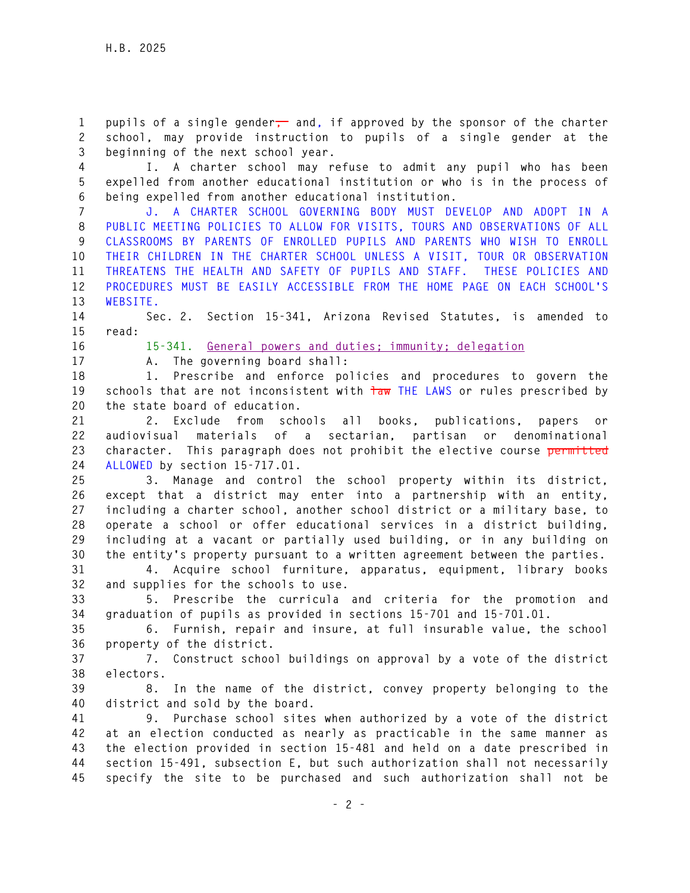pupils of a single gender, and, if approved by the sponsor of the charter school, may provide instruction to pupils of a single gender at the beginning of the next school year.

I. A charter school may refuse to admit any pupil who has been expelled from another educational institution or who is in the process of being expelled from another educational institution.

J. A CHARTER SCHOOL GOVERNING BODY MUST DEVELOP AND ADOPT IN A PUBLIC MEETING POLICIES TO ALLOW FOR VISITS, TOURS AND OBSERVATIONS OF ALL CLASSROOMS BY PARENTS OF ENROLLED PUPILS AND PARENTS WHO WISH TO ENROLL THEIR CHILDREN IN THE CHARTER SCHOOL UNLESS A VISIT, TOUR OR OBSERVATION THREATENS THE HEALTH AND SAFETY OF PUPILS AND STAFF. THESE POLICIES AND PROCEDURES MUST BE EASILY ACCESSIBLE FROM THE HOME PAGE ON EACH SCHOOL'S WEBSITE.

Sec. 2. Section 15-341, Arizona Revised Statutes, is amended to read:

15-341. General powers and duties; immunity; delegation

A. The governing board shall:

1. Prescribe and enforce policies and procedures to govern the schools that are not inconsistent with ~~law~~ THE LAWS or rules prescribed by the state board of education.

2. Exclude from schools all books, publications, papers or audiovisual materials of a sectarian, partisan or denominational character. This paragraph does not prohibit the elective course ~~permitted~~ ALLOWED by section 15-717.01.

3. Manage and control the school property within its district, except that a district may enter into a partnership with an entity, including a charter school, another school district or a military base, to operate a school or offer educational services in a district building, including at a vacant or partially used building, or in any building on the entity's property pursuant to a written agreement between the parties.

4. Acquire school furniture, apparatus, equipment, library books and supplies for the schools to use.

5. Prescribe the curricula and criteria for the promotion and graduation of pupils as provided in sections 15-701 and 15-701.01.

6. Furnish, repair and insure, at full insurable value, the school property of the district.

7. Construct school buildings on approval by a vote of the district electors.

8. In the name of the district, convey property belonging to the district and sold by the board.

9. Purchase school sites when authorized by a vote of the district at an election conducted as nearly as practicable in the same manner as the election provided in section 15-481 and held on a date prescribed in section 15-491, subsection E, but such authorization shall not necessarily specify the site to be purchased and such authorization shall not be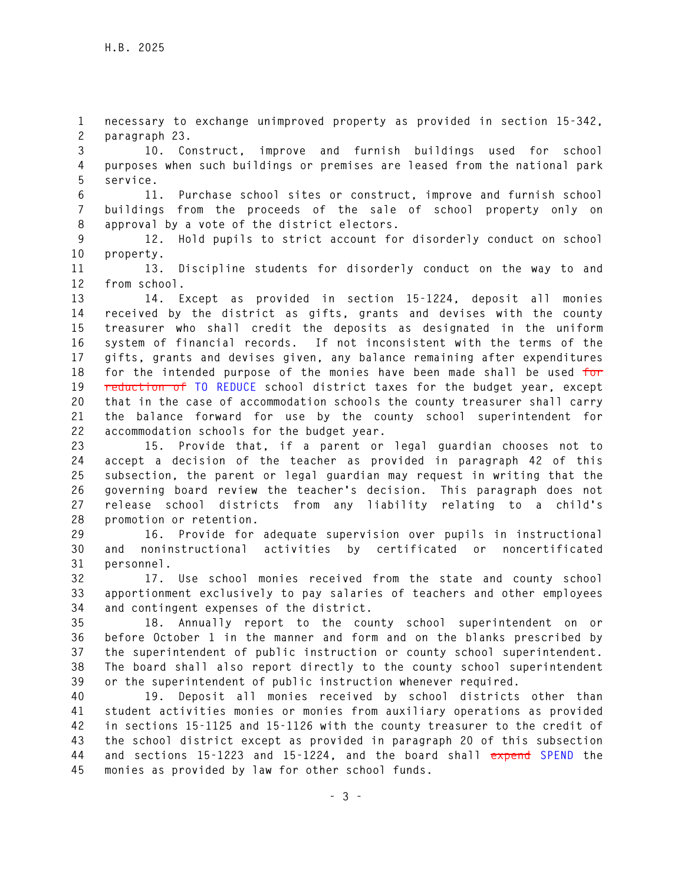necessary to exchange unimproved property as provided in section 15-342, paragraph 23.

10. Construct, improve and furnish buildings used for school purposes when such buildings or premises are leased from the national park service.

11. Purchase school sites or construct, improve and furnish school buildings from the proceeds of the sale of school property only on approval by a vote of the district electors.

12. Hold pupils to strict account for disorderly conduct on school property.

13. Discipline students for disorderly conduct on the way to and from school.

14. Except as provided in section 15-1224, deposit all monies received by the district as gifts, grants and devises with the county treasurer who shall credit the deposits as designated in the uniform system of financial records. If not inconsistent with the terms of the gifts, grants and devises given, any balance remaining after expenditures for the intended purpose of the monies have been made shall be used ~~for reduction of~~ TO REDUCE school district taxes for the budget year, except that in the case of accommodation schools the county treasurer shall carry the balance forward for use by the county school superintendent for accommodation schools for the budget year.

15. Provide that, if a parent or legal guardian chooses not to accept a decision of the teacher as provided in paragraph 42 of this subsection, the parent or legal guardian may request in writing that the governing board review the teacher's decision. This paragraph does not release school districts from any liability relating to a child's promotion or retention.

16. Provide for adequate supervision over pupils in instructional and noninstructional activities by certificated or noncertificated personnel.

17. Use school monies received from the state and county school apportionment exclusively to pay salaries of teachers and other employees and contingent expenses of the district.

18. Annually report to the county school superintendent on or before October 1 in the manner and form and on the blanks prescribed by the superintendent of public instruction or county school superintendent. The board shall also report directly to the county school superintendent or the superintendent of public instruction whenever required.

19. Deposit all monies received by school districts other than student activities monies or monies from auxiliary operations as provided in sections 15-1125 and 15-1126 with the county treasurer to the credit of the school district except as provided in paragraph 20 of this subsection and sections 15-1223 and 15-1224, and the board shall ~~expend~~ SPEND the monies as provided by law for other school funds.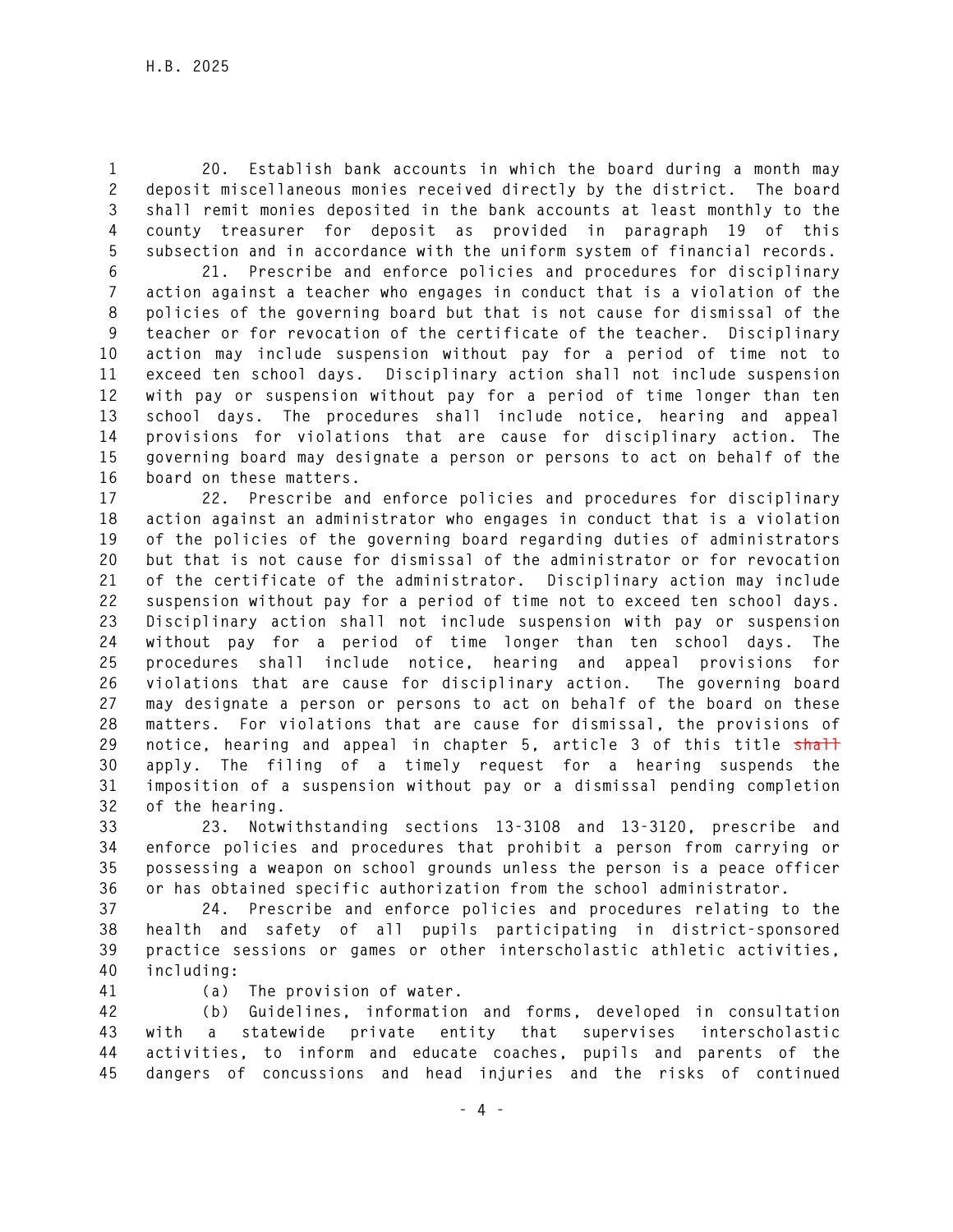20. Establish bank accounts in which the board during a month may deposit miscellaneous monies received directly by the district. The board shall remit monies deposited in the bank accounts at least monthly to the county treasurer for deposit as provided in paragraph 19 of this subsection and in accordance with the uniform system of financial records.

21. Prescribe and enforce policies and procedures for disciplinary action against a teacher who engages in conduct that is a violation of the policies of the governing board but that is not cause for dismissal of the teacher or for revocation of the certificate of the teacher. Disciplinary action may include suspension without pay for a period of time not to exceed ten school days. Disciplinary action shall not include suspension with pay or suspension without pay for a period of time longer than ten school days. The procedures shall include notice, hearing and appeal provisions for violations that are cause for disciplinary action. The governing board may designate a person or persons to act on behalf of the board on these matters.

22. Prescribe and enforce policies and procedures for disciplinary action against an administrator who engages in conduct that is a violation of the policies of the governing board regarding duties of administrators but that is not cause for dismissal of the administrator or for revocation of the certificate of the administrator. Disciplinary action may include suspension without pay for a period of time not to exceed ten school days. Disciplinary action shall not include suspension with pay or suspension without pay for a period of time longer than ten school days. The procedures shall include notice, hearing and appeal provisions for violations that are cause for disciplinary action. The governing board may designate a person or persons to act on behalf of the board on these matters. For violations that are cause for dismissal, the provisions of notice, hearing and appeal in chapter 5, article 3 of this title ~~shall~~ apply. The filing of a timely request for a hearing suspends the imposition of a suspension without pay or a dismissal pending completion of the hearing.

23. Notwithstanding sections 13-3108 and 13-3120, prescribe and enforce policies and procedures that prohibit a person from carrying or possessing a weapon on school grounds unless the person is a peace officer or has obtained specific authorization from the school administrator.

24. Prescribe and enforce policies and procedures relating to the health and safety of all pupils participating in district-sponsored practice sessions or games or other interscholastic athletic activities, including:

(a) The provision of water.

(b) Guidelines, information and forms, developed in consultation with a statewide private entity that supervises interscholastic activities, to inform and educate coaches, pupils and parents of the dangers of concussions and head injuries and the risks of continued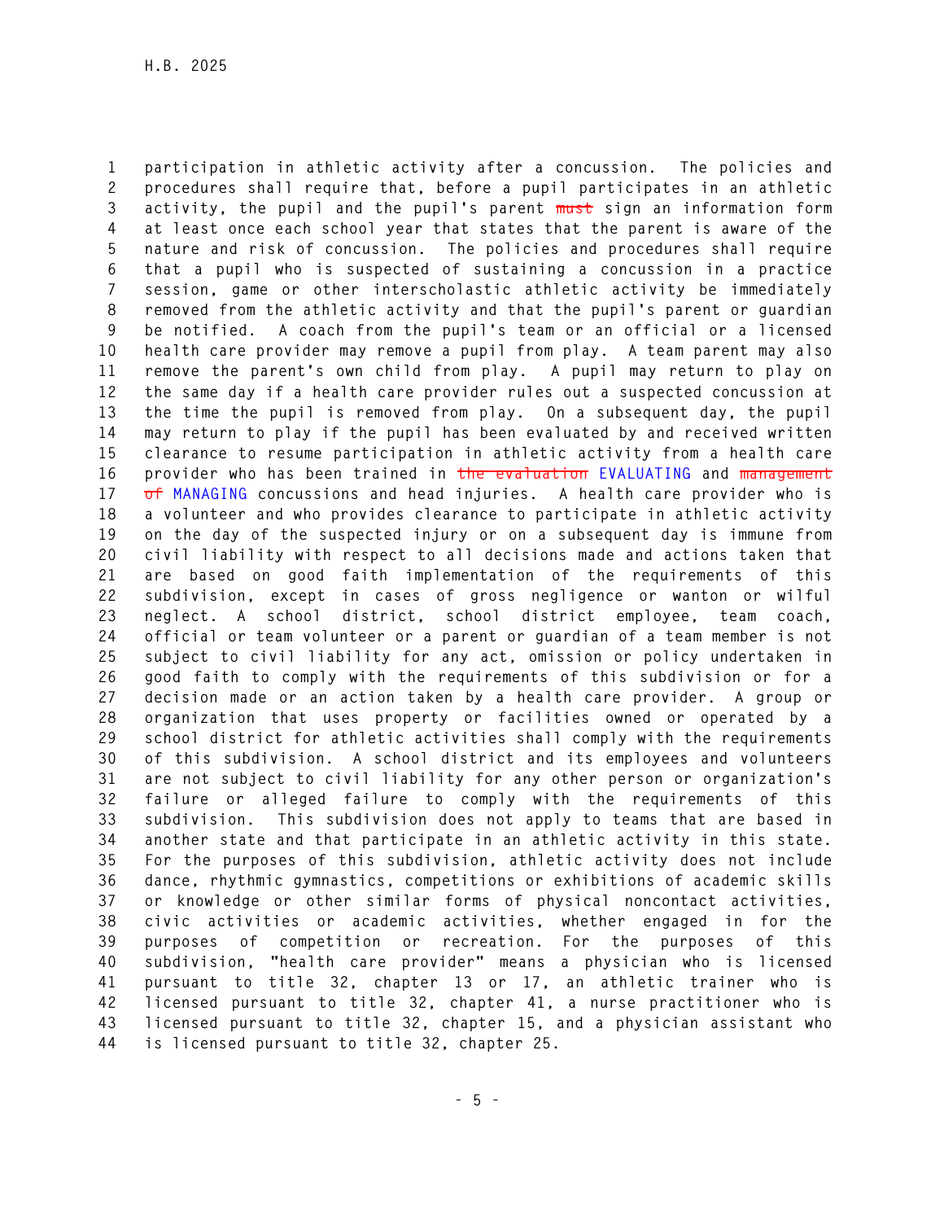participation in athletic activity after a concussion. The policies and procedures shall require that, before a pupil participates in an athletic activity, the pupil and the pupil's parent ~~must~~ sign an information form at least once each school year that states that the parent is aware of the nature and risk of concussion. The policies and procedures shall require that a pupil who is suspected of sustaining a concussion in a practice session, game or other interscholastic athletic activity be immediately removed from the athletic activity and that the pupil's parent or guardian be notified. A coach from the pupil's team or an official or a licensed health care provider may remove a pupil from play. A team parent may also remove the parent's own child from play. A pupil may return to play on the same day if a health care provider rules out a suspected concussion at the time the pupil is removed from play. On a subsequent day, the pupil may return to play if the pupil has been evaluated by and received written clearance to resume participation in athletic activity from a health care provider who has been trained in ~~the evaluation~~ EVALUATING and ~~management of~~ MANAGING concussions and head injuries. A health care provider who is a volunteer and who provides clearance to participate in athletic activity on the day of the suspected injury or on a subsequent day is immune from civil liability with respect to all decisions made and actions taken that are based on good faith implementation of the requirements of this subdivision, except in cases of gross negligence or wanton or wilful neglect. A school district, school district employee, team coach, official or team volunteer or a parent or guardian of a team member is not subject to civil liability for any act, omission or policy undertaken in good faith to comply with the requirements of this subdivision or for a decision made or an action taken by a health care provider. A group or organization that uses property or facilities owned or operated by a school district for athletic activities shall comply with the requirements of this subdivision. A school district and its employees and volunteers are not subject to civil liability for any other person or organization's failure or alleged failure to comply with the requirements of this subdivision. This subdivision does not apply to teams that are based in another state and that participate in an athletic activity in this state. For the purposes of this subdivision, athletic activity does not include dance, rhythmic gymnastics, competitions or exhibitions of academic skills or knowledge or other similar forms of physical noncontact activities, civic activities or academic activities, whether engaged in for the purposes of competition or recreation. For the purposes of this subdivision, "health care provider" means a physician who is licensed pursuant to title 32, chapter 13 or 17, an athletic trainer who is licensed pursuant to title 32, chapter 41, a nurse practitioner who is licensed pursuant to title 32, chapter 15, and a physician assistant who is licensed pursuant to title 32, chapter 25.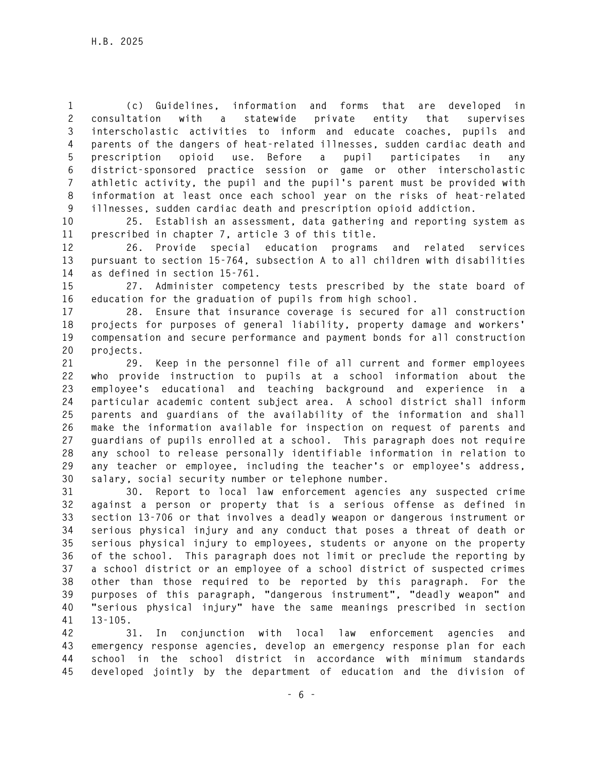(c) Guidelines, information and forms that are developed in consultation with a statewide private entity that supervises interscholastic activities to inform and educate coaches, pupils and parents of the dangers of heat-related illnesses, sudden cardiac death and prescription opioid use. Before a pupil participates in any district-sponsored practice session or game or other interscholastic athletic activity, the pupil and the pupil's parent must be provided with information at least once each school year on the risks of heat-related illnesses, sudden cardiac death and prescription opioid addiction.

25. Establish an assessment, data gathering and reporting system as prescribed in chapter 7, article 3 of this title.

26. Provide special education programs and related services pursuant to section 15-764, subsection A to all children with disabilities as defined in section 15-761.

27. Administer competency tests prescribed by the state board of education for the graduation of pupils from high school.

28. Ensure that insurance coverage is secured for all construction projects for purposes of general liability, property damage and workers' compensation and secure performance and payment bonds for all construction projects.

29. Keep in the personnel file of all current and former employees who provide instruction to pupils at a school information about the employee's educational and teaching background and experience in a particular academic content subject area. A school district shall inform parents and guardians of the availability of the information and shall make the information available for inspection on request of parents and guardians of pupils enrolled at a school. This paragraph does not require any school to release personally identifiable information in relation to any teacher or employee, including the teacher's or employee's address, salary, social security number or telephone number.

30. Report to local law enforcement agencies any suspected crime against a person or property that is a serious offense as defined in section 13-706 or that involves a deadly weapon or dangerous instrument or serious physical injury and any conduct that poses a threat of death or serious physical injury to employees, students or anyone on the property of the school. This paragraph does not limit or preclude the reporting by a school district or an employee of a school district of suspected crimes other than those required to be reported by this paragraph. For the purposes of this paragraph, "dangerous instrument", "deadly weapon" and "serious physical injury" have the same meanings prescribed in section 13-105.

31. In conjunction with local law enforcement agencies and emergency response agencies, develop an emergency response plan for each school in the school district in accordance with minimum standards developed jointly by the department of education and the division of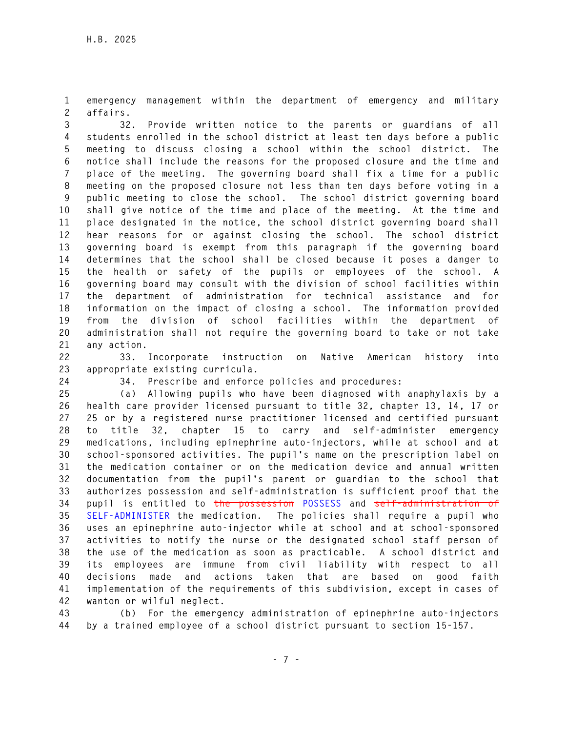emergency management within the department of emergency and military affairs.

32. Provide written notice to the parents or guardians of all students enrolled in the school district at least ten days before a public meeting to discuss closing a school within the school district. The notice shall include the reasons for the proposed closure and the time and place of the meeting. The governing board shall fix a time for a public meeting on the proposed closure not less than ten days before voting in a public meeting to close the school. The school district governing board shall give notice of the time and place of the meeting. At the time and place designated in the notice, the school district governing board shall hear reasons for or against closing the school. The school district governing board is exempt from this paragraph if the governing board determines that the school shall be closed because it poses a danger to the health or safety of the pupils or employees of the school. A governing board may consult with the division of school facilities within the department of administration for technical assistance and for information on the impact of closing a school. The information provided from the division of school facilities within the department of administration shall not require the governing board to take or not take any action.

33. Incorporate instruction on Native American history into appropriate existing curricula.

34. Prescribe and enforce policies and procedures:

(a) Allowing pupils who have been diagnosed with anaphylaxis by a health care provider licensed pursuant to title 32, chapter 13, 14, 17 or 25 or by a registered nurse practitioner licensed and certified pursuant to title 32, chapter 15 to carry and self-administer emergency medications, including epinephrine auto-injectors, while at school and at school-sponsored activities. The pupil's name on the prescription label on the medication container or on the medication device and annual written documentation from the pupil's parent or guardian to the school that authorizes possession and self-administration is sufficient proof that the pupil is entitled to ~~the possession~~ POSSESS and ~~self-administration of~~ SELF-ADMINISTER the medication. The policies shall require a pupil who uses an epinephrine auto-injector while at school and at school-sponsored activities to notify the nurse or the designated school staff person of the use of the medication as soon as practicable. A school district and its employees are immune from civil liability with respect to all decisions made and actions taken that are based on good faith implementation of the requirements of this subdivision, except in cases of wanton or wilful neglect.

(b) For the emergency administration of epinephrine auto-injectors by a trained employee of a school district pursuant to section 15-157.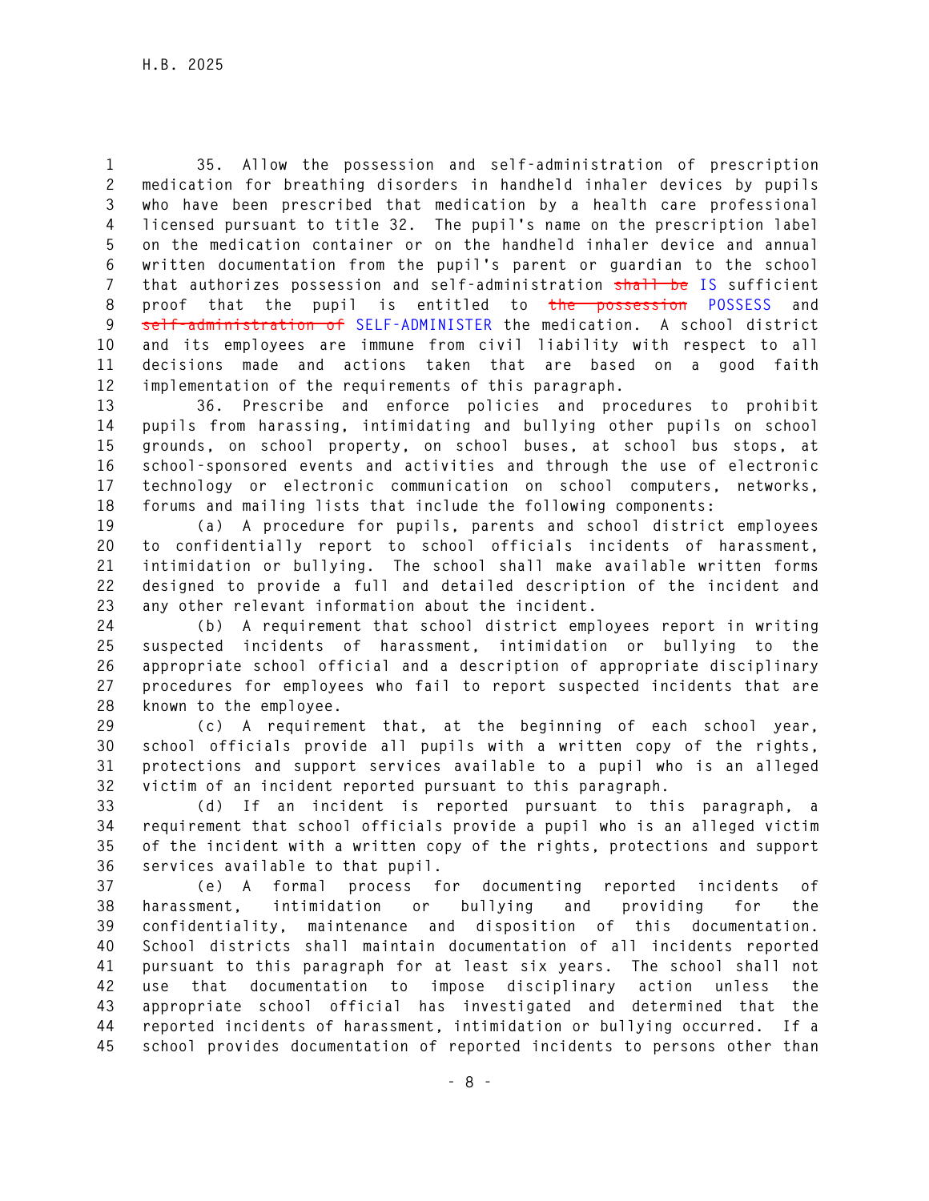35. Allow the possession and self-administration of prescription medication for breathing disorders in handheld inhaler devices by pupils who have been prescribed that medication by a health care professional licensed pursuant to title 32. The pupil's name on the prescription label on the medication container or on the handheld inhaler device and annual written documentation from the pupil's parent or guardian to the school that authorizes possession and self-administration ~~shall be~~ IS sufficient proof that the pupil is entitled to ~~the possession~~ POSSESS and ~~self-administration of~~ SELF-ADMINISTER the medication. A school district and its employees are immune from civil liability with respect to all decisions made and actions taken that are based on a good faith implementation of the requirements of this paragraph.

36. Prescribe and enforce policies and procedures to prohibit pupils from harassing, intimidating and bullying other pupils on school grounds, on school property, on school buses, at school bus stops, at school-sponsored events and activities and through the use of electronic technology or electronic communication on school computers, networks, forums and mailing lists that include the following components:

(a) A procedure for pupils, parents and school district employees to confidentially report to school officials incidents of harassment, intimidation or bullying. The school shall make available written forms designed to provide a full and detailed description of the incident and any other relevant information about the incident.

(b) A requirement that school district employees report in writing suspected incidents of harassment, intimidation or bullying to the appropriate school official and a description of appropriate disciplinary procedures for employees who fail to report suspected incidents that are known to the employee.

(c) A requirement that, at the beginning of each school year, school officials provide all pupils with a written copy of the rights, protections and support services available to a pupil who is an alleged victim of an incident reported pursuant to this paragraph.

(d) If an incident is reported pursuant to this paragraph, a requirement that school officials provide a pupil who is an alleged victim of the incident with a written copy of the rights, protections and support services available to that pupil.

(e) A formal process for documenting reported incidents of harassment, intimidation or bullying and providing for the confidentiality, maintenance and disposition of this documentation. School districts shall maintain documentation of all incidents reported pursuant to this paragraph for at least six years. The school shall not use that documentation to impose disciplinary action unless the appropriate school official has investigated and determined that the reported incidents of harassment, intimidation or bullying occurred. If a school provides documentation of reported incidents to persons other than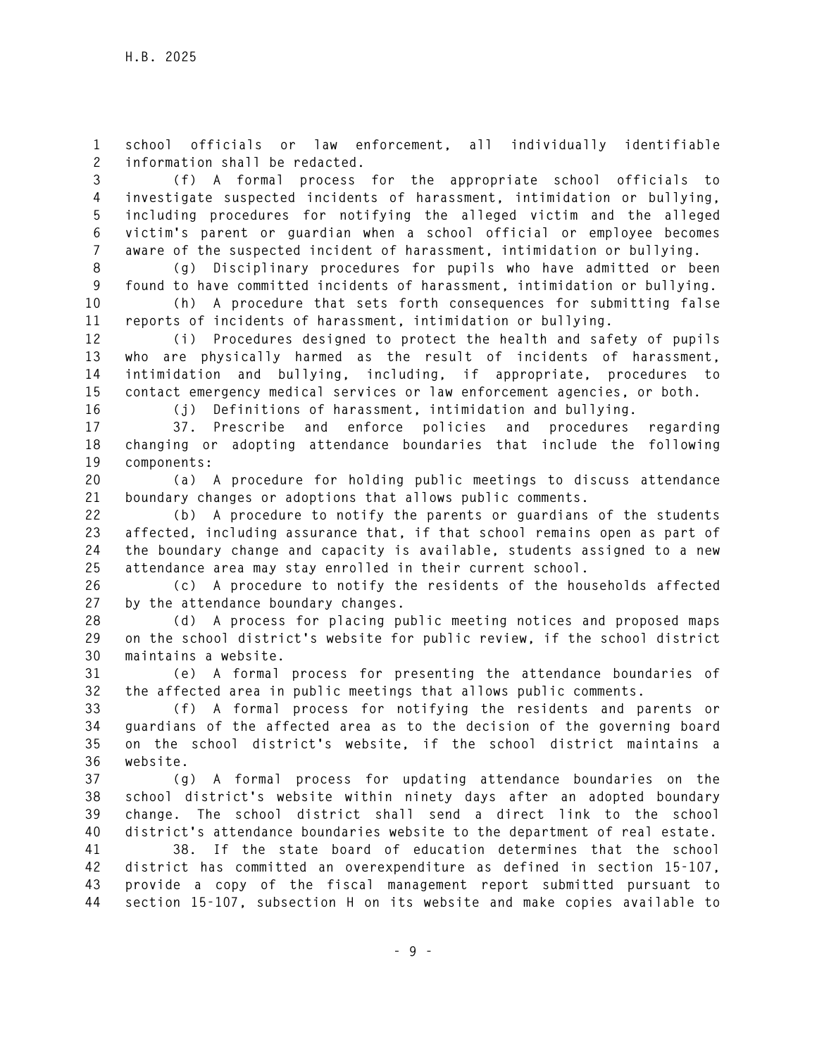school officials or law enforcement, all individually identifiable information shall be redacted.

(f) A formal process for the appropriate school officials to investigate suspected incidents of harassment, intimidation or bullying, including procedures for notifying the alleged victim and the alleged victim's parent or guardian when a school official or employee becomes aware of the suspected incident of harassment, intimidation or bullying.

(g) Disciplinary procedures for pupils who have admitted or been found to have committed incidents of harassment, intimidation or bullying.

(h) A procedure that sets forth consequences for submitting false reports of incidents of harassment, intimidation or bullying.

(i) Procedures designed to protect the health and safety of pupils who are physically harmed as the result of incidents of harassment, intimidation and bullying, including, if appropriate, procedures to contact emergency medical services or law enforcement agencies, or both.

(j) Definitions of harassment, intimidation and bullying.

37. Prescribe and enforce policies and procedures regarding changing or adopting attendance boundaries that include the following components:

(a) A procedure for holding public meetings to discuss attendance boundary changes or adoptions that allows public comments.

(b) A procedure to notify the parents or guardians of the students affected, including assurance that, if that school remains open as part of the boundary change and capacity is available, students assigned to a new attendance area may stay enrolled in their current school.

(c) A procedure to notify the residents of the households affected by the attendance boundary changes.

(d) A process for placing public meeting notices and proposed maps on the school district's website for public review, if the school district maintains a website.

(e) A formal process for presenting the attendance boundaries of the affected area in public meetings that allows public comments.

(f) A formal process for notifying the residents and parents or guardians of the affected area as to the decision of the governing board on the school district's website, if the school district maintains a website.

(g) A formal process for updating attendance boundaries on the school district's website within ninety days after an adopted boundary change. The school district shall send a direct link to the school district's attendance boundaries website to the department of real estate.

38. If the state board of education determines that the school district has committed an overexpenditure as defined in section 15-107, provide a copy of the fiscal management report submitted pursuant to section 15-107, subsection H on its website and make copies available to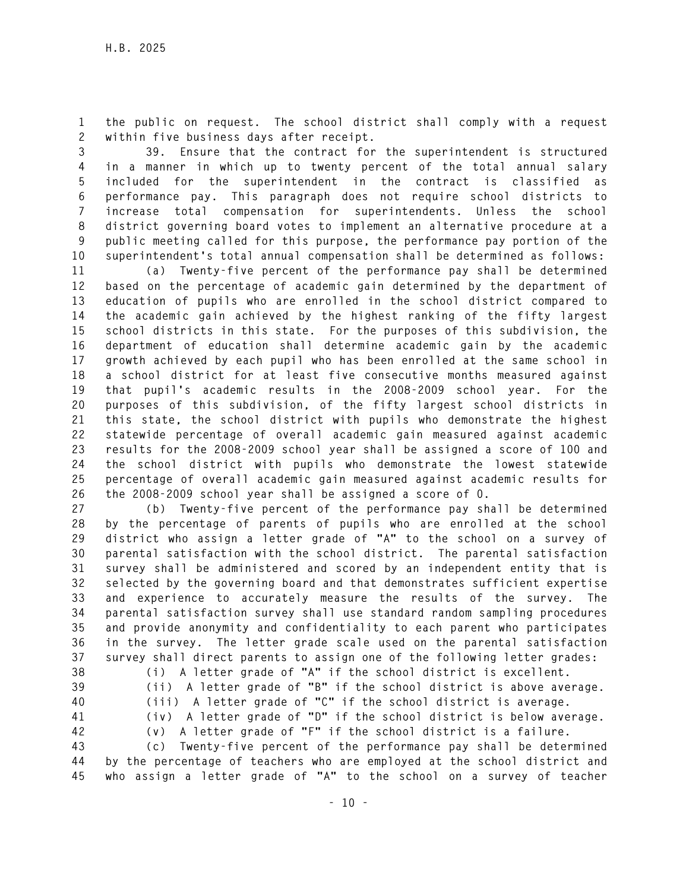the public on request. The school district shall comply with a request within five business days after receipt.

39. Ensure that the contract for the superintendent is structured in a manner in which up to twenty percent of the total annual salary included for the superintendent in the contract is classified as performance pay. This paragraph does not require school districts to increase total compensation for superintendents. Unless the school district governing board votes to implement an alternative procedure at a public meeting called for this purpose, the performance pay portion of the superintendent's total annual compensation shall be determined as follows:

(a) Twenty-five percent of the performance pay shall be determined based on the percentage of academic gain determined by the department of education of pupils who are enrolled in the school district compared to the academic gain achieved by the highest ranking of the fifty largest school districts in this state. For the purposes of this subdivision, the department of education shall determine academic gain by the academic growth achieved by each pupil who has been enrolled at the same school in a school district for at least five consecutive months measured against that pupil's academic results in the 2008-2009 school year. For the purposes of this subdivision, of the fifty largest school districts in this state, the school district with pupils who demonstrate the highest statewide percentage of overall academic gain measured against academic results for the 2008-2009 school year shall be assigned a score of 100 and the school district with pupils who demonstrate the lowest statewide percentage of overall academic gain measured against academic results for the 2008-2009 school year shall be assigned a score of 0.

(b) Twenty-five percent of the performance pay shall be determined by the percentage of parents of pupils who are enrolled at the school district who assign a letter grade of "A" to the school on a survey of parental satisfaction with the school district. The parental satisfaction survey shall be administered and scored by an independent entity that is selected by the governing board and that demonstrates sufficient expertise and experience to accurately measure the results of the survey. The parental satisfaction survey shall use standard random sampling procedures and provide anonymity and confidentiality to each parent who participates in the survey. The letter grade scale used on the parental satisfaction survey shall direct parents to assign one of the following letter grades:

(i) A letter grade of "A" if the school district is excellent.

(ii) A letter grade of "B" if the school district is above average.

(iii) A letter grade of "C" if the school district is average.

(iv) A letter grade of "D" if the school district is below average.

(v) A letter grade of "F" if the school district is a failure.

(c) Twenty-five percent of the performance pay shall be determined by the percentage of teachers who are employed at the school district and who assign a letter grade of "A" to the school on a survey of teacher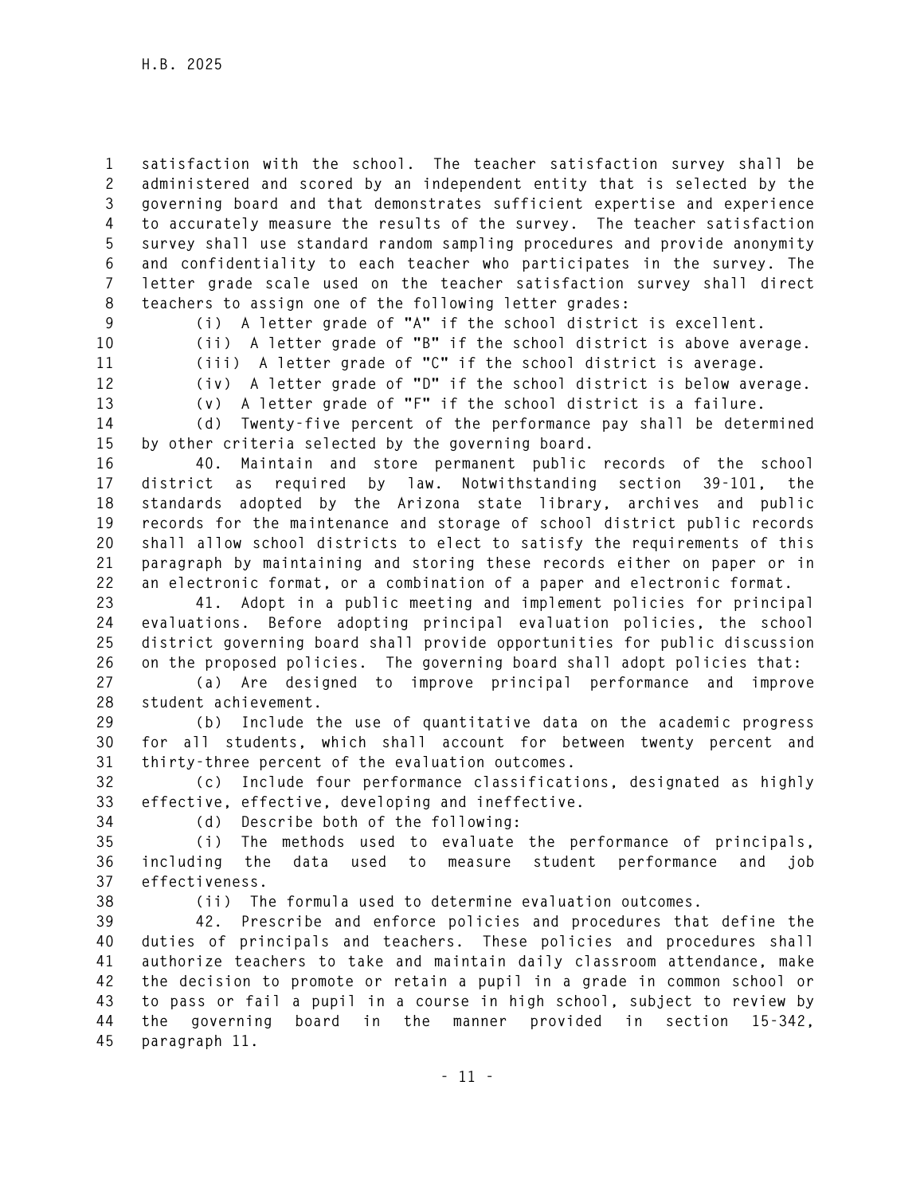satisfaction with the school. The teacher satisfaction survey shall be administered and scored by an independent entity that is selected by the governing board and that demonstrates sufficient expertise and experience to accurately measure the results of the survey. The teacher satisfaction survey shall use standard random sampling procedures and provide anonymity and confidentiality to each teacher who participates in the survey. The letter grade scale used on the teacher satisfaction survey shall direct teachers to assign one of the following letter grades:

(i) A letter grade of "A" if the school district is excellent.

(ii) A letter grade of "B" if the school district is above average.

(iii) A letter grade of "C" if the school district is average.

(iv) A letter grade of "D" if the school district is below average.

(v) A letter grade of "F" if the school district is a failure.

(d) Twenty-five percent of the performance pay shall be determined by other criteria selected by the governing board.

40. Maintain and store permanent public records of the school district as required by law. Notwithstanding section 39-101, the standards adopted by the Arizona state library, archives and public records for the maintenance and storage of school district public records shall allow school districts to elect to satisfy the requirements of this paragraph by maintaining and storing these records either on paper or in an electronic format, or a combination of a paper and electronic format.

41. Adopt in a public meeting and implement policies for principal evaluations. Before adopting principal evaluation policies, the school district governing board shall provide opportunities for public discussion on the proposed policies. The governing board shall adopt policies that:

(a) Are designed to improve principal performance and improve student achievement.

(b) Include the use of quantitative data on the academic progress for all students, which shall account for between twenty percent and thirty-three percent of the evaluation outcomes.

(c) Include four performance classifications, designated as highly effective, effective, developing and ineffective.

(d) Describe both of the following:

(i) The methods used to evaluate the performance of principals, including the data used to measure student performance and job effectiveness.

(ii) The formula used to determine evaluation outcomes.

42. Prescribe and enforce policies and procedures that define the duties of principals and teachers. These policies and procedures shall authorize teachers to take and maintain daily classroom attendance, make the decision to promote or retain a pupil in a grade in common school or to pass or fail a pupil in a course in high school, subject to review by the governing board in the manner provided in section 15-342, paragraph 11.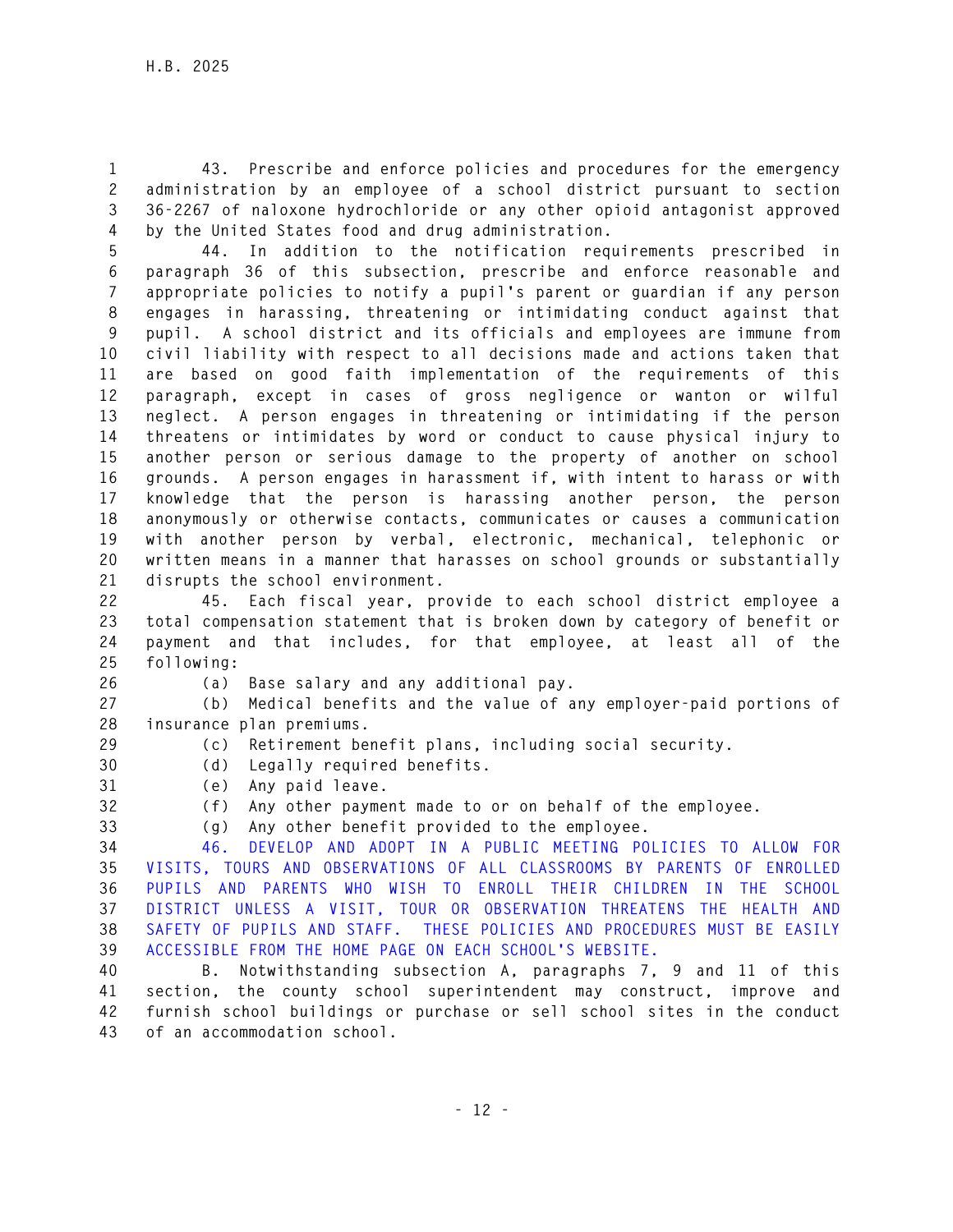43. Prescribe and enforce policies and procedures for the emergency administration by an employee of a school district pursuant to section 36-2267 of naloxone hydrochloride or any other opioid antagonist approved by the United States food and drug administration.

44. In addition to the notification requirements prescribed in paragraph 36 of this subsection, prescribe and enforce reasonable and appropriate policies to notify a pupil's parent or guardian if any person engages in harassing, threatening or intimidating conduct against that pupil. A school district and its officials and employees are immune from civil liability with respect to all decisions made and actions taken that are based on good faith implementation of the requirements of this paragraph, except in cases of gross negligence or wanton or wilful neglect. A person engages in threatening or intimidating if the person threatens or intimidates by word or conduct to cause physical injury to another person or serious damage to the property of another on school grounds. A person engages in harassment if, with intent to harass or with knowledge that the person is harassing another person, the person anonymously or otherwise contacts, communicates or causes a communication with another person by verbal, electronic, mechanical, telephonic or written means in a manner that harasses on school grounds or substantially disrupts the school environment.

45. Each fiscal year, provide to each school district employee a total compensation statement that is broken down by category of benefit or payment and that includes, for that employee, at least all of the following:

(a) Base salary and any additional pay.

(b) Medical benefits and the value of any employer-paid portions of insurance plan premiums.

(c) Retirement benefit plans, including social security.

(d) Legally required benefits.

(e) Any paid leave.

(f) Any other payment made to or on behalf of the employee.

(g) Any other benefit provided to the employee.

46. DEVELOP AND ADOPT IN A PUBLIC MEETING POLICIES TO ALLOW FOR VISITS, TOURS AND OBSERVATIONS OF ALL CLASSROOMS BY PARENTS OF ENROLLED PUPILS AND PARENTS WHO WISH TO ENROLL THEIR CHILDREN IN THE SCHOOL DISTRICT UNLESS A VISIT, TOUR OR OBSERVATION THREATENS THE HEALTH AND SAFETY OF PUPILS AND STAFF. THESE POLICIES AND PROCEDURES MUST BE EASILY ACCESSIBLE FROM THE HOME PAGE ON EACH SCHOOL'S WEBSITE.

B. Notwithstanding subsection A, paragraphs 7, 9 and 11 of this section, the county school superintendent may construct, improve and furnish school buildings or purchase or sell school sites in the conduct of an accommodation school.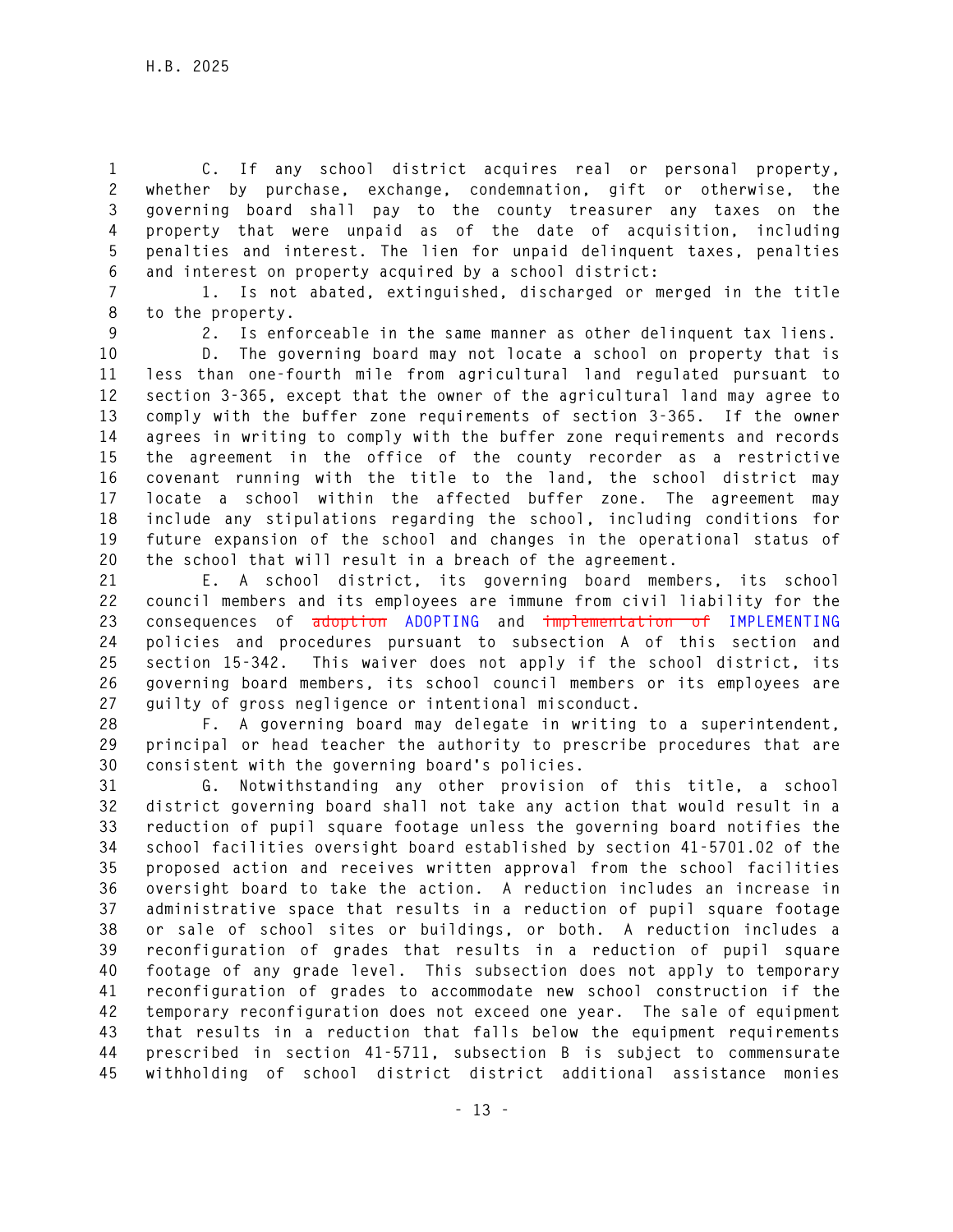C. If any school district acquires real or personal property, whether by purchase, exchange, condemnation, gift or otherwise, the governing board shall pay to the county treasurer any taxes on the property that were unpaid as of the date of acquisition, including penalties and interest. The lien for unpaid delinquent taxes, penalties and interest on property acquired by a school district:

1. Is not abated, extinguished, discharged or merged in the title to the property.

2. Is enforceable in the same manner as other delinquent tax liens.

D. The governing board may not locate a school on property that is less than one-fourth mile from agricultural land regulated pursuant to section 3-365, except that the owner of the agricultural land may agree to comply with the buffer zone requirements of section 3-365. If the owner agrees in writing to comply with the buffer zone requirements and records the agreement in the office of the county recorder as a restrictive covenant running with the title to the land, the school district may locate a school within the affected buffer zone. The agreement may include any stipulations regarding the school, including conditions for future expansion of the school and changes in the operational status of the school that will result in a breach of the agreement.

E. A school district, its governing board members, its school council members and its employees are immune from civil liability for the consequences of ~~adoption~~ ADOPTING and ~~implementation of~~ IMPLEMENTING policies and procedures pursuant to subsection A of this section and section 15-342. This waiver does not apply if the school district, its governing board members, its school council members or its employees are guilty of gross negligence or intentional misconduct.

F. A governing board may delegate in writing to a superintendent, principal or head teacher the authority to prescribe procedures that are consistent with the governing board's policies.

G. Notwithstanding any other provision of this title, a school district governing board shall not take any action that would result in a reduction of pupil square footage unless the governing board notifies the school facilities oversight board established by section 41-5701.02 of the proposed action and receives written approval from the school facilities oversight board to take the action. A reduction includes an increase in administrative space that results in a reduction of pupil square footage or sale of school sites or buildings, or both. A reduction includes a reconfiguration of grades that results in a reduction of pupil square footage of any grade level. This subsection does not apply to temporary reconfiguration of grades to accommodate new school construction if the temporary reconfiguration does not exceed one year. The sale of equipment that results in a reduction that falls below the equipment requirements prescribed in section 41-5711, subsection B is subject to commensurate withholding of school district district additional assistance monies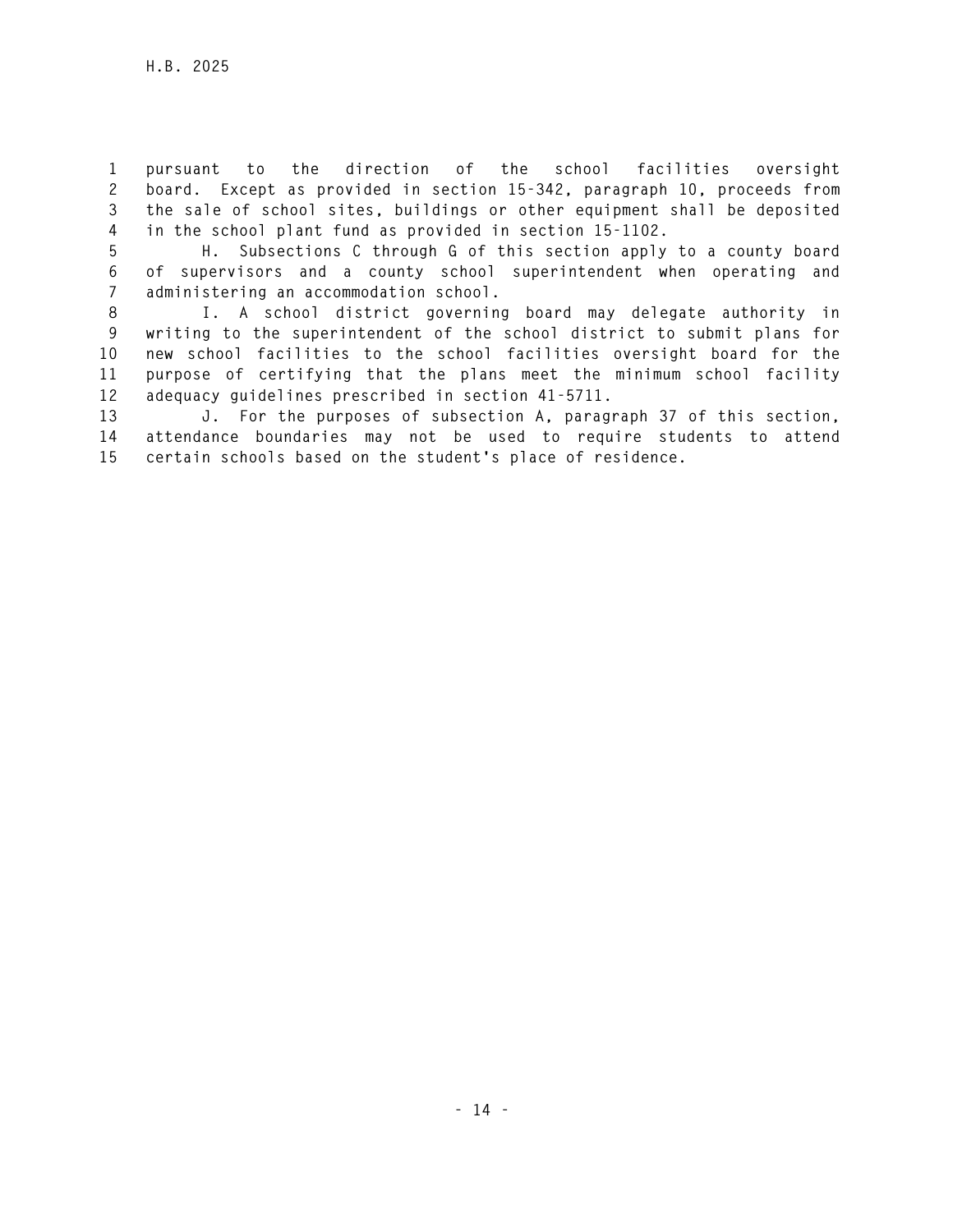pursuant to the direction of the school facilities oversight board. Except as provided in section 15-342, paragraph 10, proceeds from the sale of school sites, buildings or other equipment shall be deposited in the school plant fund as provided in section 15-1102.

H. Subsections C through G of this section apply to a county board of supervisors and a county school superintendent when operating and administering an accommodation school.

I. A school district governing board may delegate authority in writing to the superintendent of the school district to submit plans for new school facilities to the school facilities oversight board for the purpose of certifying that the plans meet the minimum school facility adequacy guidelines prescribed in section 41-5711.

J. For the purposes of subsection A, paragraph 37 of this section, attendance boundaries may not be used to require students to attend certain schools based on the student's place of residence.